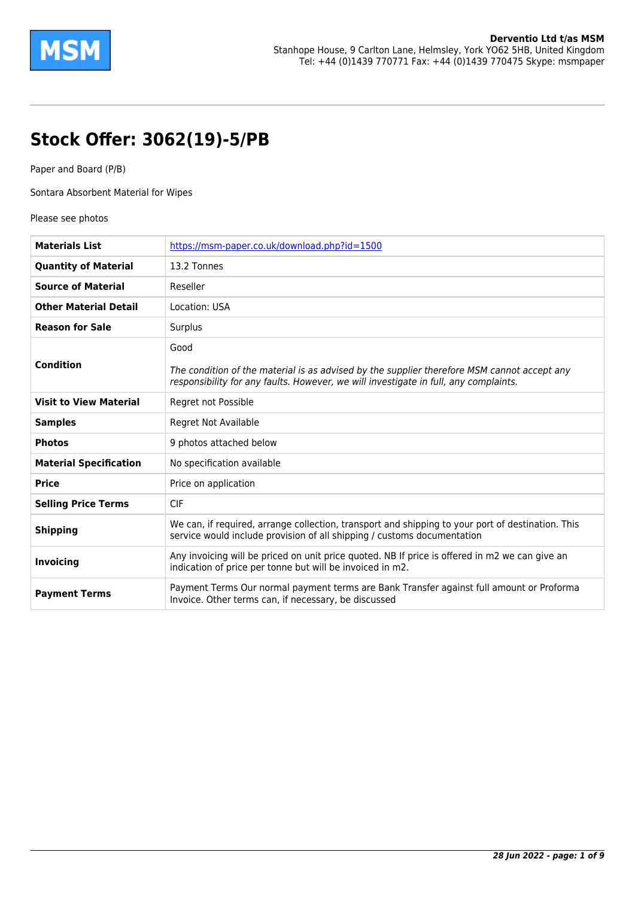**Derventio Ltd t/as MSM**
Stanhope House, 9 Carlton Lane, Helmsley, York YO62 5HB, United Kingdom
Tel: +44 (0)1439 770771 Fax: +44 (0)1439 770475 Skype: msmpaper

# Stock Offer: 3062(19)-5/PB

Paper and Board (P/B)

Sontara Absorbent Material for Wipes

Please see photos

| | |
|---|---|
| **Materials List** | https://msm-paper.co.uk/download.php?id=1500 |
| **Quantity of Material** | 13.2 Tonnes |
| **Source of Material** | Reseller |
| **Other Material Detail** | Location: USA |
| **Reason for Sale** | Surplus |
| **Condition** | Good<br><br>*The condition of the material is as advised by the supplier therefore MSM cannot accept any responsibility for any faults. However, we will investigate in full, any complaints.* |
| **Visit to View Material** | Regret not Possible |
| **Samples** | Regret Not Available |
| **Photos** | 9 photos attached below |
| **Material Specification** | No specification available |
| **Price** | Price on application |
| **Selling Price Terms** | CIF |
| **Shipping** | We can, if required, arrange collection, transport and shipping to your port of destination. This service would include provision of all shipping / customs documentation |
| **Invoicing** | Any invoicing will be priced on unit price quoted. NB If price is offered in m2 we can give an indication of price per tonne but will be invoiced in m2. |
| **Payment Terms** | Payment Terms Our normal payment terms are Bank Transfer against full amount or Proforma Invoice. Other terms can, if necessary, be discussed |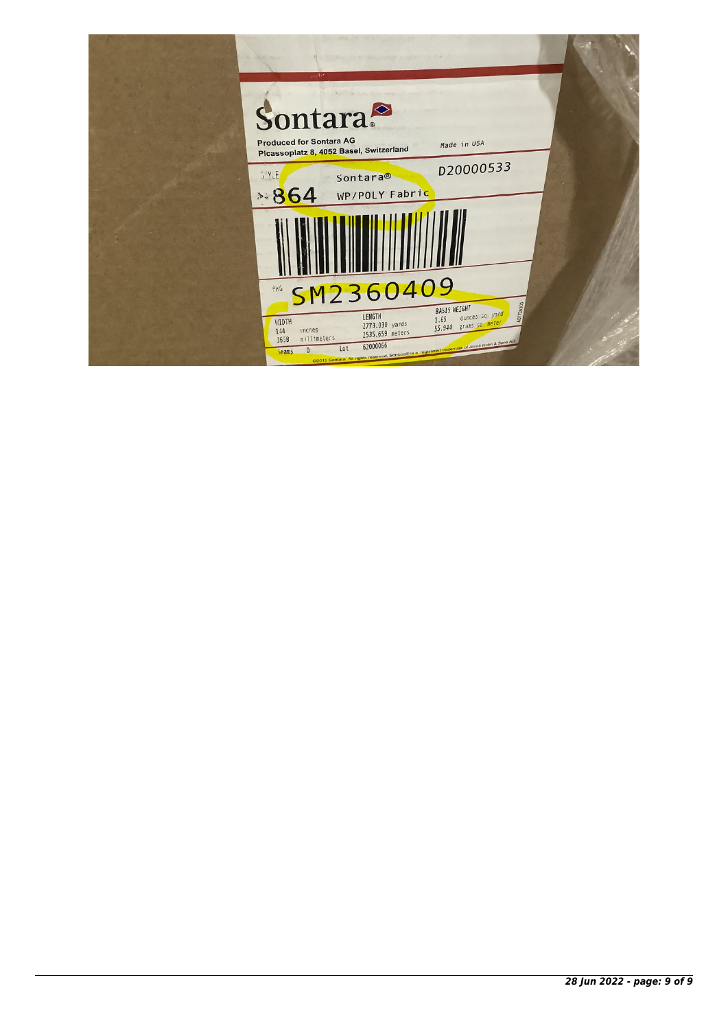Sontara®

Produced for Sontara AG
Picassoplatz 8, 4052 Basel, Switzerland

Made in USA

D20000533

STYLE 864 Sontara® WP/POLY Fabric

PKG SM2360409

WIDTH
144 inches
3658 millimeters

LENGTH
2773.030 yards
2535.659 meters

BASIS WEIGHT
1.65 ounces sq. yard
55.944 grams sq. meter

Seams 0 Lot 62000066

©2016 Sontara. All rights reserved. Sontara® is a registered trademark of Jacob Holm & Sons AG.